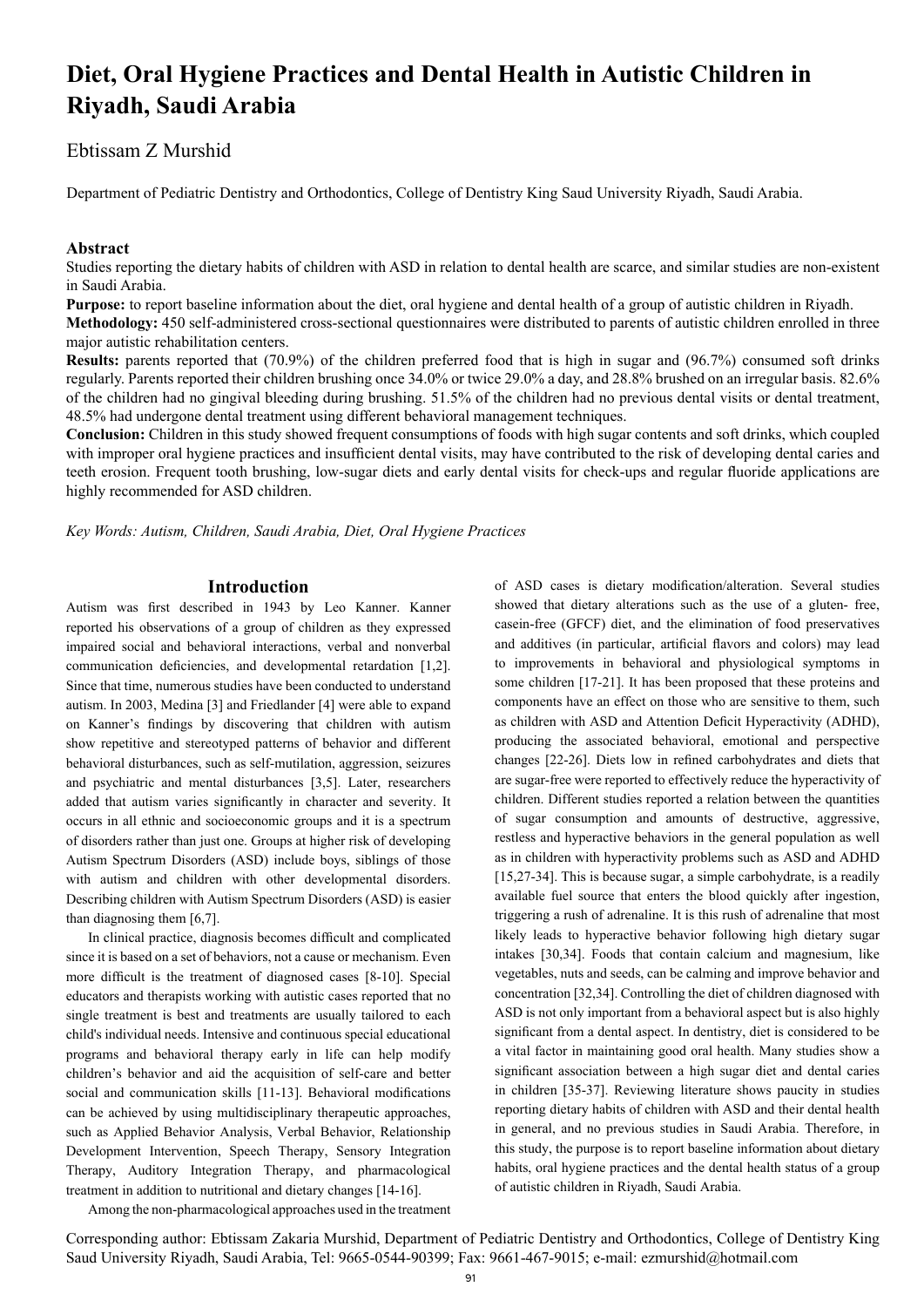# Diet, Oral Hygiene Practices and Dental Health in Autistic Children in Riyadh, Saudi Arabia

Ebtissam Z Murshid

Department of Pediatric Dentistry and Orthodontics, College of Dentistry King Saud University Riyadh, Saudi Arabia.

## Abstract

Studies reporting the dietary habits of children with ASD in relation to dental health are scarce, and similar studies are non-existent in Saudi Arabia.

**Purpose:** to report baseline information about the diet, oral hygiene and dental health of a group of autistic children in Riyadh.

**Methodology:** 450 self-administered cross-sectional questionnaires were distributed to parents of autistic children enrolled in three major autistic rehabilitation centers.

**Results:** parents reported that (70.9%) of the children preferred food that is high in sugar and (96.7%) consumed soft drinks regularly. Parents reported their children brushing once 34.0% or twice 29.0% a day, and 28.8% brushed on an irregular basis. 82.6% of the children had no gingival bleeding during brushing. 51.5% of the children had no previous dental visits or dental treatment, 48.5% had undergone dental treatment using different behavioral management techniques.

**Conclusion:** Children in this study showed frequent consumptions of foods with high sugar contents and soft drinks, which coupled with improper oral hygiene practices and insufficient dental visits, may have contributed to the risk of developing dental caries and teeth erosion. Frequent tooth brushing, low-sugar diets and early dental visits for check-ups and regular fluoride applications are highly recommended for ASD children.

*Key Words: Autism, Children, Saudi Arabia, Diet, Oral Hygiene Practices*

## Introduction

Autism was first described in 1943 by Leo Kanner. Kanner reported his observations of a group of children as they expressed impaired social and behavioral interactions, verbal and nonverbal communication deficiencies, and developmental retardation [1,2]. Since that time, numerous studies have been conducted to understand autism. In 2003, Medina [3] and Friedlander [4] were able to expand on Kanner's findings by discovering that children with autism show repetitive and stereotyped patterns of behavior and different behavioral disturbances, such as self-mutilation, aggression, seizures and psychiatric and mental disturbances [3,5]. Later, researchers added that autism varies significantly in character and severity. It occurs in all ethnic and socioeconomic groups and it is a spectrum of disorders rather than just one. Groups at higher risk of developing Autism Spectrum Disorders (ASD) include boys, siblings of those with autism and children with other developmental disorders. Describing children with Autism Spectrum Disorders (ASD) is easier than diagnosing them [6,7].

In clinical practice, diagnosis becomes difficult and complicated since it is based on a set of behaviors, not a cause or mechanism. Even more difficult is the treatment of diagnosed cases [8-10]. Special educators and therapists working with autistic cases reported that no single treatment is best and treatments are usually tailored to each child's individual needs. Intensive and continuous special educational programs and behavioral therapy early in life can help modify children's behavior and aid the acquisition of self-care and better social and communication skills [11-13]. Behavioral modifications can be achieved by using multidisciplinary therapeutic approaches, such as Applied Behavior Analysis, Verbal Behavior, Relationship Development Intervention, Speech Therapy, Sensory Integration Therapy, Auditory Integration Therapy, and pharmacological treatment in addition to nutritional and dietary changes [14-16].

Among the non-pharmacological approaches used in the treatment of ASD cases is dietary modification/alteration. Several studies showed that dietary alterations such as the use of a gluten- free, casein-free (GFCF) diet, and the elimination of food preservatives and additives (in particular, artificial flavors and colors) may lead to improvements in behavioral and physiological symptoms in some children [17-21]. It has been proposed that these proteins and components have an effect on those who are sensitive to them, such as children with ASD and Attention Deficit Hyperactivity (ADHD), producing the associated behavioral, emotional and perspective changes [22-26]. Diets low in refined carbohydrates and diets that are sugar-free were reported to effectively reduce the hyperactivity of children. Different studies reported a relation between the quantities of sugar consumption and amounts of destructive, aggressive, restless and hyperactive behaviors in the general population as well as in children with hyperactivity problems such as ASD and ADHD [15,27-34]. This is because sugar, a simple carbohydrate, is a readily available fuel source that enters the blood quickly after ingestion, triggering a rush of adrenaline. It is this rush of adrenaline that most likely leads to hyperactive behavior following high dietary sugar intakes [30,34]. Foods that contain calcium and magnesium, like vegetables, nuts and seeds, can be calming and improve behavior and concentration [32,34]. Controlling the diet of children diagnosed with ASD is not only important from a behavioral aspect but is also highly significant from a dental aspect. In dentistry, diet is considered to be a vital factor in maintaining good oral health. Many studies show a significant association between a high sugar diet and dental caries in children [35-37]. Reviewing literature shows paucity in studies reporting dietary habits of children with ASD and their dental health in general, and no previous studies in Saudi Arabia. Therefore, in this study, the purpose is to report baseline information about dietary habits, oral hygiene practices and the dental health status of a group of autistic children in Riyadh, Saudi Arabia.

Corresponding author: Ebtissam Zakaria Murshid, Department of Pediatric Dentistry and Orthodontics, College of Dentistry King Saud University Riyadh, Saudi Arabia, Tel: 9665-0544-90399; Fax: 9661-467-9015; e-mail: ezmurshid@hotmail.com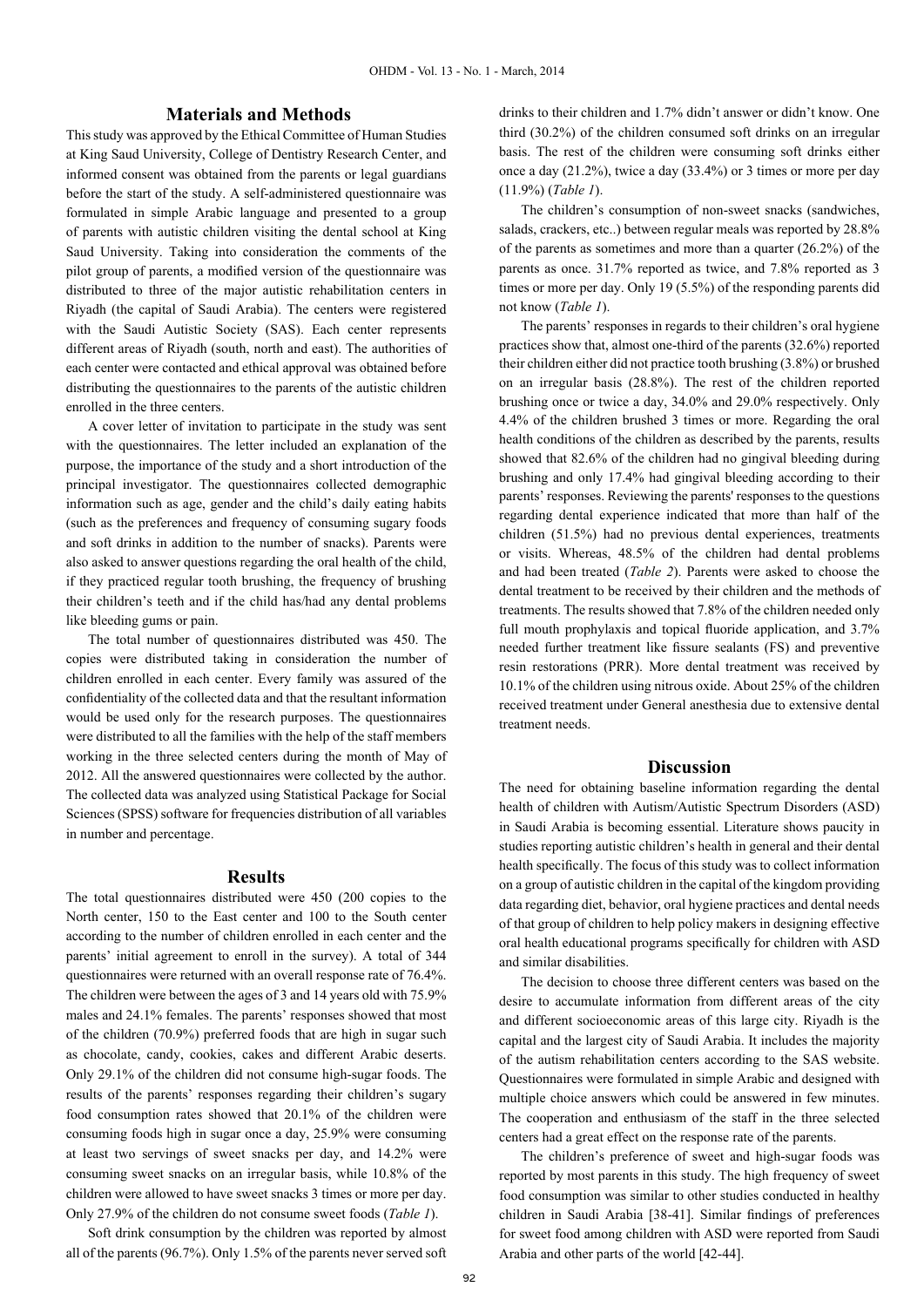## Materials and Methods

This study was approved by the Ethical Committee of Human Studies at King Saud University, College of Dentistry Research Center, and informed consent was obtained from the parents or legal guardians before the start of the study. A self-administered questionnaire was formulated in simple Arabic language and presented to a group of parents with autistic children visiting the dental school at King Saud University. Taking into consideration the comments of the pilot group of parents, a modified version of the questionnaire was distributed to three of the major autistic rehabilitation centers in Riyadh (the capital of Saudi Arabia). The centers were registered with the Saudi Autistic Society (SAS). Each center represents different areas of Riyadh (south, north and east). The authorities of each center were contacted and ethical approval was obtained before distributing the questionnaires to the parents of the autistic children enrolled in the three centers.

A cover letter of invitation to participate in the study was sent with the questionnaires. The letter included an explanation of the purpose, the importance of the study and a short introduction of the principal investigator. The questionnaires collected demographic information such as age, gender and the child's daily eating habits (such as the preferences and frequency of consuming sugary foods and soft drinks in addition to the number of snacks). Parents were also asked to answer questions regarding the oral health of the child, if they practiced regular tooth brushing, the frequency of brushing their children's teeth and if the child has/had any dental problems like bleeding gums or pain.

The total number of questionnaires distributed was 450. The copies were distributed taking in consideration the number of children enrolled in each center. Every family was assured of the confidentiality of the collected data and that the resultant information would be used only for the research purposes. The questionnaires were distributed to all the families with the help of the staff members working in the three selected centers during the month of May of 2012. All the answered questionnaires were collected by the author. The collected data was analyzed using Statistical Package for Social Sciences (SPSS) software for frequencies distribution of all variables in number and percentage.

## Results

The total questionnaires distributed were 450 (200 copies to the North center, 150 to the East center and 100 to the South center according to the number of children enrolled in each center and the parents' initial agreement to enroll in the survey). A total of 344 questionnaires were returned with an overall response rate of 76.4%. The children were between the ages of 3 and 14 years old with 75.9% males and 24.1% females. The parents' responses showed that most of the children (70.9%) preferred foods that are high in sugar such as chocolate, candy, cookies, cakes and different Arabic deserts. Only 29.1% of the children did not consume high-sugar foods. The results of the parents' responses regarding their children's sugary food consumption rates showed that 20.1% of the children were consuming foods high in sugar once a day, 25.9% were consuming at least two servings of sweet snacks per day, and 14.2% were consuming sweet snacks on an irregular basis, while 10.8% of the children were allowed to have sweet snacks 3 times or more per day. Only 27.9% of the children do not consume sweet foods (*Table 1*).

Soft drink consumption by the children was reported by almost all of the parents (96.7%). Only 1.5% of the parents never served soft drinks to their children and 1.7% didn't answer or didn't know. One third (30.2%) of the children consumed soft drinks on an irregular basis. The rest of the children were consuming soft drinks either once a day (21.2%), twice a day (33.4%) or 3 times or more per day (11.9%) (*Table 1*).

The children's consumption of non-sweet snacks (sandwiches, salads, crackers, etc..) between regular meals was reported by 28.8% of the parents as sometimes and more than a quarter (26.2%) of the parents as once. 31.7% reported as twice, and 7.8% reported as 3 times or more per day. Only 19 (5.5%) of the responding parents did not know (*Table 1*).

The parents' responses in regards to their children's oral hygiene practices show that, almost one-third of the parents (32.6%) reported their children either did not practice tooth brushing (3.8%) or brushed on an irregular basis (28.8%). The rest of the children reported brushing once or twice a day, 34.0% and 29.0% respectively. Only 4.4% of the children brushed 3 times or more. Regarding the oral health conditions of the children as described by the parents, results showed that 82.6% of the children had no gingival bleeding during brushing and only 17.4% had gingival bleeding according to their parents' responses. Reviewing the parents' responses to the questions regarding dental experience indicated that more than half of the children (51.5%) had no previous dental experiences, treatments or visits. Whereas, 48.5% of the children had dental problems and had been treated (*Table 2*). Parents were asked to choose the dental treatment to be received by their children and the methods of treatments. The results showed that 7.8% of the children needed only full mouth prophylaxis and topical fluoride application, and 3.7% needed further treatment like fissure sealants (FS) and preventive resin restorations (PRR). More dental treatment was received by 10.1% of the children using nitrous oxide. About 25% of the children received treatment under General anesthesia due to extensive dental treatment needs.

## Discussion

The need for obtaining baseline information regarding the dental health of children with Autism/Autistic Spectrum Disorders (ASD) in Saudi Arabia is becoming essential. Literature shows paucity in studies reporting autistic children's health in general and their dental health specifically. The focus of this study was to collect information on a group of autistic children in the capital of the kingdom providing data regarding diet, behavior, oral hygiene practices and dental needs of that group of children to help policy makers in designing effective oral health educational programs specifically for children with ASD and similar disabilities.

The decision to choose three different centers was based on the desire to accumulate information from different areas of the city and different socioeconomic areas of this large city. Riyadh is the capital and the largest city of Saudi Arabia. It includes the majority of the autism rehabilitation centers according to the SAS website. Questionnaires were formulated in simple Arabic and designed with multiple choice answers which could be answered in few minutes. The cooperation and enthusiasm of the staff in the three selected centers had a great effect on the response rate of the parents.

The children's preference of sweet and high-sugar foods was reported by most parents in this study. The high frequency of sweet food consumption was similar to other studies conducted in healthy children in Saudi Arabia [38-41]. Similar findings of preferences for sweet food among children with ASD were reported from Saudi Arabia and other parts of the world [42-44].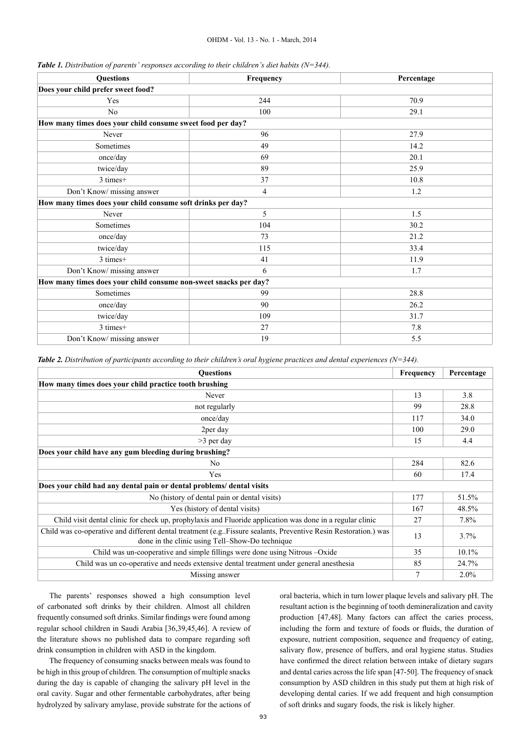***Table 1.** Distribution of parents' responses according to their children's diet habits (N=344).*

| Questions | Frequency | Percentage |
|---|---|---|
| **Does your child prefer sweet food?** | | |
| Yes | 244 | 70.9 |
| No | 100 | 29.1 |
| **How many times does your child consume sweet food per day?** | | |
| Never | 96 | 27.9 |
| Sometimes | 49 | 14.2 |
| once/day | 69 | 20.1 |
| twice/day | 89 | 25.9 |
| 3 times+ | 37 | 10.8 |
| Don't Know/ missing answer | 4 | 1.2 |
| **How many times does your child consume soft drinks per day?** | | |
| Never | 5 | 1.5 |
| Sometimes | 104 | 30.2 |
| once/day | 73 | 21.2 |
| twice/day | 115 | 33.4 |
| 3 times+ | 41 | 11.9 |
| Don't Know/ missing answer | 6 | 1.7 |
| **How many times does your child consume non-sweet snacks per day?** | | |
| Sometimes | 99 | 28.8 |
| once/day | 90 | 26.2 |
| twice/day | 109 | 31.7 |
| 3 times+ | 27 | 7.8 |
| Don't Know/ missing answer | 19 | 5.5 |

***Table 2.** Distribution of participants according to their children's oral hygiene practices and dental experiences (N=344).*

| Questions | Frequency | Percentage |
|---|---|---|
| **How many times does your child practice tooth brushing** | | |
| Never | 13 | 3.8 |
| not regularly | 99 | 28.8 |
| once/day | 117 | 34.0 |
| 2per day | 100 | 29.0 |
| >3 per day | 15 | 4.4 |
| **Does your child have any gum bleeding during brushing?** | | |
| No | 284 | 82.6 |
| Yes | 60 | 17.4 |
| **Does your child had any dental pain or dental problems/ dental visits** | | |
| No (history of dental pain or dental visits) | 177 | 51.5% |
| Yes (history of dental visits) | 167 | 48.5% |
| Child visit dental clinic for check up, prophylaxis and Fluoride application was done in a regular clinic | 27 | 7.8% |
| Child was co-operative and different dental treatment (e.g..Fissure sealants, Preventive Resin Restoration.) was done in the clinic using Tell–Show-Do technique | 13 | 3.7% |
| Child was un-cooperative and simple fillings were done using Nitrous –Oxide | 35 | 10.1% |
| Child was un co-operative and needs extensive dental treatment under general anesthesia | 85 | 24.7% |
| Missing answer | 7 | 2.0% |

The parents' responses showed a high consumption level of carbonated soft drinks by their children. Almost all children frequently consumed soft drinks. Similar findings were found among regular school children in Saudi Arabia [36,39,45,46]. A review of the literature shows no published data to compare regarding soft drink consumption in children with ASD in the kingdom.

The frequency of consuming snacks between meals was found to be high in this group of children. The consumption of multiple snacks during the day is capable of changing the salivary pH level in the oral cavity. Sugar and other fermentable carbohydrates, after being hydrolyzed by salivary amylase, provide substrate for the actions of oral bacteria, which in turn lower plaque levels and salivary pH. The resultant action is the beginning of tooth demineralization and cavity production [47,48]. Many factors can affect the caries process, including the form and texture of foods or fluids, the duration of exposure, nutrient composition, sequence and frequency of eating, salivary flow, presence of buffers, and oral hygiene status. Studies have confirmed the direct relation between intake of dietary sugars and dental caries across the life span [47-50]. The frequency of snack consumption by ASD children in this study put them at high risk of developing dental caries. If we add frequent and high consumption of soft drinks and sugary foods, the risk is likely higher.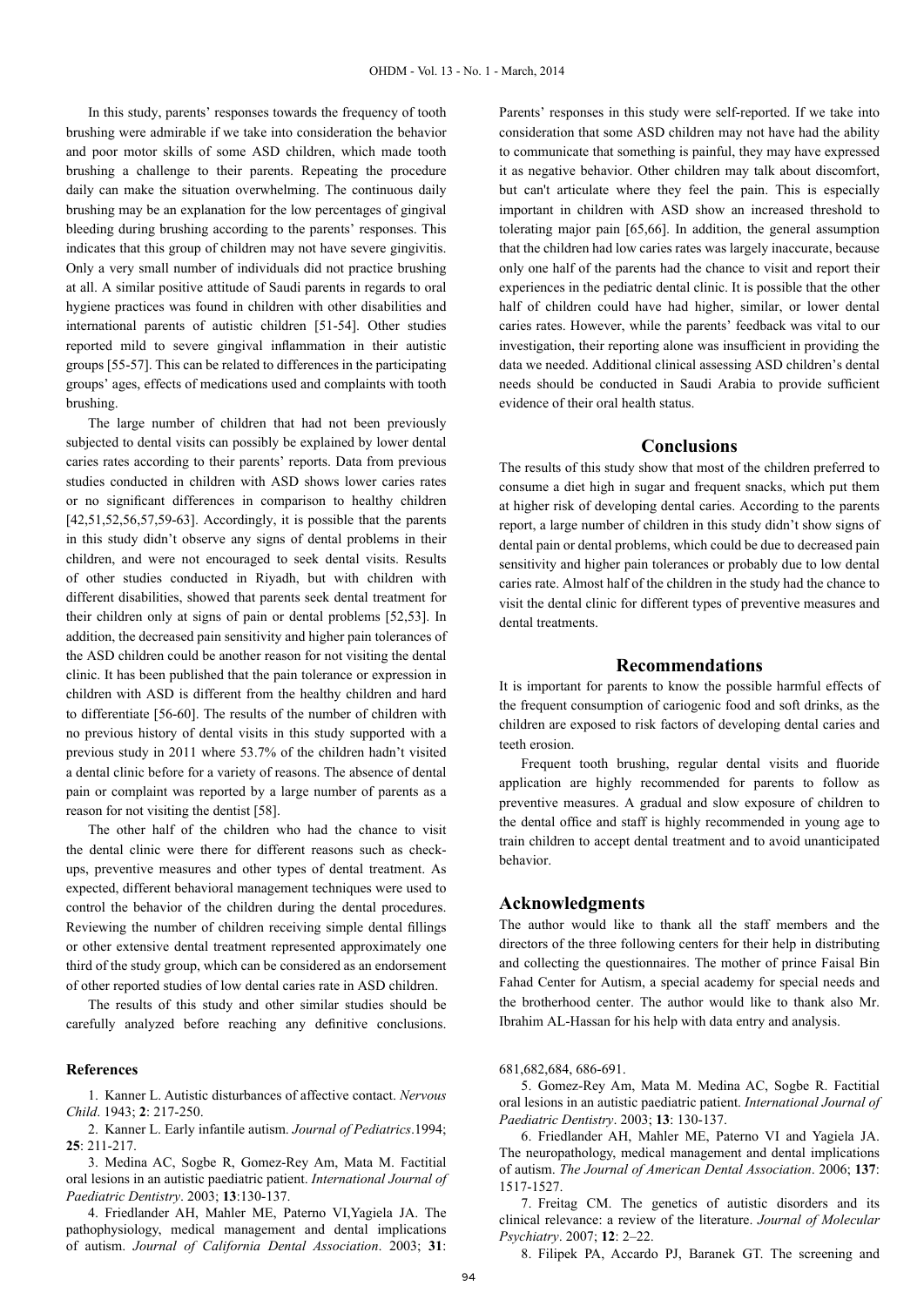In this study, parents' responses towards the frequency of tooth brushing were admirable if we take into consideration the behavior and poor motor skills of some ASD children, which made tooth brushing a challenge to their parents. Repeating the procedure daily can make the situation overwhelming. The continuous daily brushing may be an explanation for the low percentages of gingival bleeding during brushing according to the parents' responses. This indicates that this group of children may not have severe gingivitis. Only a very small number of individuals did not practice brushing at all. A similar positive attitude of Saudi parents in regards to oral hygiene practices was found in children with other disabilities and international parents of autistic children [51-54]. Other studies reported mild to severe gingival inflammation in their autistic groups [55-57]. This can be related to differences in the participating groups' ages, effects of medications used and complaints with tooth brushing.

The large number of children that had not been previously subjected to dental visits can possibly be explained by lower dental caries rates according to their parents' reports. Data from previous studies conducted in children with ASD shows lower caries rates or no significant differences in comparison to healthy children [42,51,52,56,57,59-63]. Accordingly, it is possible that the parents in this study didn't observe any signs of dental problems in their children, and were not encouraged to seek dental visits. Results of other studies conducted in Riyadh, but with children with different disabilities, showed that parents seek dental treatment for their children only at signs of pain or dental problems [52,53]. In addition, the decreased pain sensitivity and higher pain tolerances of the ASD children could be another reason for not visiting the dental clinic. It has been published that the pain tolerance or expression in children with ASD is different from the healthy children and hard to differentiate [56-60]. The results of the number of children with no previous history of dental visits in this study supported with a previous study in 2011 where 53.7% of the children hadn't visited a dental clinic before for a variety of reasons. The absence of dental pain or complaint was reported by a large number of parents as a reason for not visiting the dentist [58].

The other half of the children who had the chance to visit the dental clinic were there for different reasons such as check-ups, preventive measures and other types of dental treatment. As expected, different behavioral management techniques were used to control the behavior of the children during the dental procedures. Reviewing the number of children receiving simple dental fillings or other extensive dental treatment represented approximately one third of the study group, which can be considered as an endorsement of other reported studies of low dental caries rate in ASD children.

The results of this study and other similar studies should be carefully analyzed before reaching any definitive conclusions. Parents' responses in this study were self-reported. If we take into consideration that some ASD children may not have had the ability to communicate that something is painful, they may have expressed it as negative behavior. Other children may talk about discomfort, but can't articulate where they feel the pain. This is especially important in children with ASD show an increased threshold to tolerating major pain [65,66]. In addition, the general assumption that the children had low caries rates was largely inaccurate, because only one half of the parents had the chance to visit and report their experiences in the pediatric dental clinic. It is possible that the other half of children could have had higher, similar, or lower dental caries rates. However, while the parents' feedback was vital to our investigation, their reporting alone was insufficient in providing the data we needed. Additional clinical assessing ASD children's dental needs should be conducted in Saudi Arabia to provide sufficient evidence of their oral health status.

## Conclusions

The results of this study show that most of the children preferred to consume a diet high in sugar and frequent snacks, which put them at higher risk of developing dental caries. According to the parents report, a large number of children in this study didn't show signs of dental pain or dental problems, which could be due to decreased pain sensitivity and higher pain tolerances or probably due to low dental caries rate. Almost half of the children in the study had the chance to visit the dental clinic for different types of preventive measures and dental treatments.

## Recommendations

It is important for parents to know the possible harmful effects of the frequent consumption of cariogenic food and soft drinks, as the children are exposed to risk factors of developing dental caries and teeth erosion.

Frequent tooth brushing, regular dental visits and fluoride application are highly recommended for parents to follow as preventive measures. A gradual and slow exposure of children to the dental office and staff is highly recommended in young age to train children to accept dental treatment and to avoid unanticipated behavior.

## Acknowledgments

The author would like to thank all the staff members and the directors of the three following centers for their help in distributing and collecting the questionnaires. The mother of prince Faisal Bin Fahad Center for Autism, a special academy for special needs and the brotherhood center. The author would like to thank also Mr. Ibrahim AL-Hassan for his help with data entry and analysis.

## References

1. Kanner L. Autistic disturbances of affective contact. *Nervous Child*. 1943; **2**: 217-250.
2. Kanner L. Early infantile autism. *Journal of Pediatrics*.1994; **25**: 211-217.
3. Medina AC, Sogbe R, Gomez-Rey Am, Mata M. Factitial oral lesions in an autistic paediatric patient. *International Journal of Paediatric Dentistry*. 2003; **13**:130-137.
4. Friedlander AH, Mahler ME, Paterno VI,Yagiela JA. The pathophysiology, medical management and dental implications of autism. *Journal of California Dental Association*. 2003; **31**: 681,682,684, 686-691.
5. Gomez-Rey Am, Mata M. Medina AC, Sogbe R. Factitial oral lesions in an autistic paediatric patient. *International Journal of Paediatric Dentistry*. 2003; **13**: 130-137.
6. Friedlander AH, Mahler ME, Paterno VI and Yagiela JA. The neuropathology, medical management and dental implications of autism. *The Journal of American Dental Association*. 2006; **137**: 1517-1527.
7. Freitag CM. The genetics of autistic disorders and its clinical relevance: a review of the literature. *Journal of Molecular Psychiatry*. 2007; **12**: 2–22.
8. Filipek PA, Accardo PJ, Baranek GT. The screening and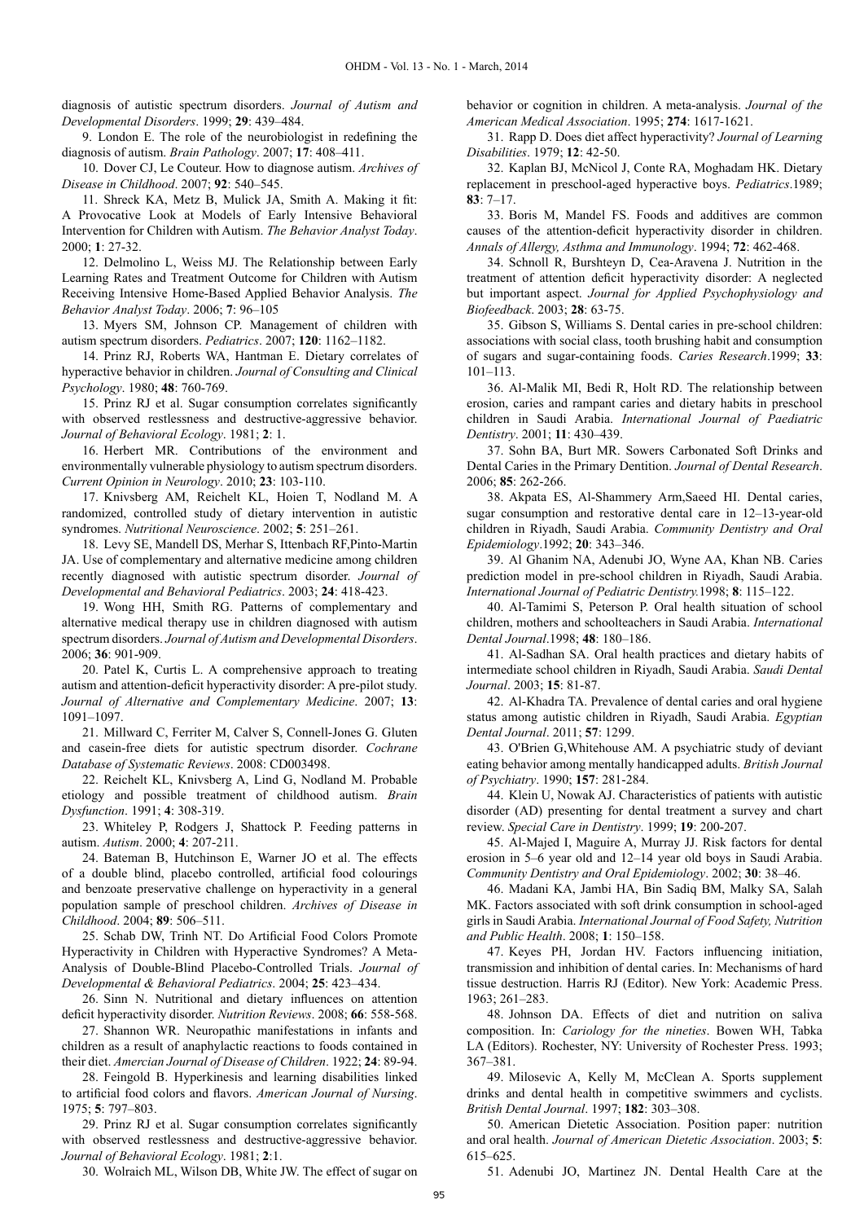diagnosis of autistic spectrum disorders. *Journal of Autism and Developmental Disorders*. 1999; **29**: 439–484.

9. London E. The role of the neurobiologist in redefining the diagnosis of autism. *Brain Pathology*. 2007; **17**: 408–411.

10. Dover CJ, Le Couteur. How to diagnose autism. *Archives of Disease in Childhood*. 2007; **92**: 540–545.

11. Shreck KA, Metz B, Mulick JA, Smith A. Making it fit: A Provocative Look at Models of Early Intensive Behavioral Intervention for Children with Autism. *The Behavior Analyst Today*. 2000; **1**: 27-32.

12. Delmolino L, Weiss MJ. The Relationship between Early Learning Rates and Treatment Outcome for Children with Autism Receiving Intensive Home-Based Applied Behavior Analysis. *The Behavior Analyst Today*. 2006; **7**: 96–105

13. Myers SM, Johnson CP. Management of children with autism spectrum disorders. *Pediatrics*. 2007; **120**: 1162–1182.

14. Prinz RJ, Roberts WA, Hantman E. Dietary correlates of hyperactive behavior in children. *Journal of Consulting and Clinical Psychology*. 1980; **48**: 760-769.

15. Prinz RJ et al. Sugar consumption correlates significantly with observed restlessness and destructive-aggressive behavior. *Journal of Behavioral Ecology*. 1981; **2**: 1.

16. Herbert MR. Contributions of the environment and environmentally vulnerable physiology to autism spectrum disorders. *Current Opinion in Neurology*. 2010; **23**: 103-110.

17. Knivsberg AM, Reichelt KL, Hoien T, Nodland M. A randomized, controlled study of dietary intervention in autistic syndromes. *Nutritional Neuroscience*. 2002; **5**: 251–261.

18. Levy SE, Mandell DS, Merhar S, Ittenbach RF,Pinto-Martin JA. Use of complementary and alternative medicine among children recently diagnosed with autistic spectrum disorder. *Journal of Developmental and Behavioral Pediatrics*. 2003; **24**: 418-423.

19. Wong HH, Smith RG. Patterns of complementary and alternative medical therapy use in children diagnosed with autism spectrum disorders. *Journal of Autism and Developmental Disorders*. 2006; **36**: 901-909.

20. Patel K, Curtis L. A comprehensive approach to treating autism and attention-deficit hyperactivity disorder: A pre-pilot study. *Journal of Alternative and Complementary Medicine*. 2007; **13**: 1091–1097.

21. Millward C, Ferriter M, Calver S, Connell-Jones G. Gluten and casein-free diets for autistic spectrum disorder. *Cochrane Database of Systematic Reviews*. 2008: CD003498.

22. Reichelt KL, Knivsberg A, Lind G, Nodland M. Probable etiology and possible treatment of childhood autism. *Brain Dysfunction*. 1991; **4**: 308-319.

23. Whiteley P, Rodgers J, Shattock P. Feeding patterns in autism. *Autism*. 2000; **4**: 207-211.

24. Bateman B, Hutchinson E, Warner JO et al. The effects of a double blind, placebo controlled, artificial food colourings and benzoate preservative challenge on hyperactivity in a general population sample of preschool children. *Archives of Disease in Childhood*. 2004; **89**: 506–511.

25. Schab DW, Trinh NT. Do Artificial Food Colors Promote Hyperactivity in Children with Hyperactive Syndromes? A Meta-Analysis of Double-Blind Placebo-Controlled Trials. *Journal of Developmental & Behavioral Pediatrics*. 2004; **25**: 423–434.

26. Sinn N. Nutritional and dietary influences on attention deficit hyperactivity disorder. *Nutrition Reviews*. 2008; **66**: 558-568.

27. Shannon WR. Neuropathic manifestations in infants and children as a result of anaphylactic reactions to foods contained in their diet. *Amercian Journal of Disease of Children*. 1922; **24**: 89-94.

28. Feingold B. Hyperkinesis and learning disabilities linked to artificial food colors and flavors. *American Journal of Nursing*. 1975; **5**: 797–803.

29. Prinz RJ et al. Sugar consumption correlates significantly with observed restlessness and destructive-aggressive behavior. *Journal of Behavioral Ecology*. 1981; **2**:1.

30. Wolraich ML, Wilson DB, White JW. The effect of sugar on behavior or cognition in children. A meta-analysis. *Journal of the American Medical Association*. 1995; **274**: 1617-1621.

31. Rapp D. Does diet affect hyperactivity? *Journal of Learning Disabilities*. 1979; **12**: 42-50.

32. Kaplan BJ, McNicol J, Conte RA, Moghadam HK. Dietary replacement in preschool-aged hyperactive boys. *Pediatrics*.1989; **83**: 7–17.

33. Boris M, Mandel FS. Foods and additives are common causes of the attention-deficit hyperactivity disorder in children. *Annals of Allergy, Asthma and Immunology*. 1994; **72**: 462-468.

34. Schnoll R, Burshteyn D, Cea-Aravena J. Nutrition in the treatment of attention deficit hyperactivity disorder: A neglected but important aspect. *Journal for Applied Psychophysiology and Biofeedback*. 2003; **28**: 63-75.

35. Gibson S, Williams S. Dental caries in pre-school children: associations with social class, tooth brushing habit and consumption of sugars and sugar-containing foods. *Caries Research*.1999; **33**: 101–113.

36. Al-Malik MI, Bedi R, Holt RD. The relationship between erosion, caries and rampant caries and dietary habits in preschool children in Saudi Arabia. *International Journal of Paediatric Dentistry*. 2001; **11**: 430–439.

37. Sohn BA, Burt MR. Sowers Carbonated Soft Drinks and Dental Caries in the Primary Dentition. *Journal of Dental Research*. 2006; **85**: 262-266.

38. Akpata ES, Al-Shammery Arm,Saeed HI. Dental caries, sugar consumption and restorative dental care in 12–13-year-old children in Riyadh, Saudi Arabia. *Community Dentistry and Oral Epidemiology*.1992; **20**: 343–346.

39. Al Ghanim NA, Adenubi JO, Wyne AA, Khan NB. Caries prediction model in pre-school children in Riyadh, Saudi Arabia. *International Journal of Pediatric Dentistry.*1998; **8**: 115–122.

40. Al-Tamimi S, Peterson P. Oral health situation of school children, mothers and schoolteachers in Saudi Arabia. *International Dental Journal*.1998; **48**: 180–186.

41. Al-Sadhan SA. Oral health practices and dietary habits of intermediate school children in Riyadh, Saudi Arabia. *Saudi Dental Journal*. 2003; **15**: 81-87.

42. Al-Khadra TA. Prevalence of dental caries and oral hygiene status among autistic children in Riyadh, Saudi Arabia. *Egyptian Dental Journal*. 2011; **57**: 1299.

43. O'Brien G,Whitehouse AM. A psychiatric study of deviant eating behavior among mentally handicapped adults. *British Journal of Psychiatry*. 1990; **157**: 281-284.

44. Klein U, Nowak AJ. Characteristics of patients with autistic disorder (AD) presenting for dental treatment a survey and chart review. *Special Care in Dentistry*. 1999; **19**: 200-207.

45. Al-Majed I, Maguire A, Murray JJ. Risk factors for dental erosion in 5–6 year old and 12–14 year old boys in Saudi Arabia. *Community Dentistry and Oral Epidemiology*. 2002; **30**: 38–46.

46. Madani KA, Jambi HA, Bin Sadiq BM, Malky SA, Salah MK. Factors associated with soft drink consumption in school-aged girls in Saudi Arabia. *International Journal of Food Safety, Nutrition and Public Health*. 2008; **1**: 150–158.

47. Keyes PH, Jordan HV. Factors influencing initiation, transmission and inhibition of dental caries. In: Mechanisms of hard tissue destruction. Harris RJ (Editor). New York: Academic Press. 1963; 261–283.

48. Johnson DA. Effects of diet and nutrition on saliva composition. In: *Cariology for the nineties*. Bowen WH, Tabka LA (Editors). Rochester, NY: University of Rochester Press. 1993; 367–381.

49. Milosevic A, Kelly M, McClean A. Sports supplement drinks and dental health in competitive swimmers and cyclists. *British Dental Journal*. 1997; **182**: 303–308.

50. American Dietetic Association. Position paper: nutrition and oral health. *Journal of American Dietetic Association*. 2003; **5**: 615–625.

51. Adenubi JO, Martinez JN. Dental Health Care at the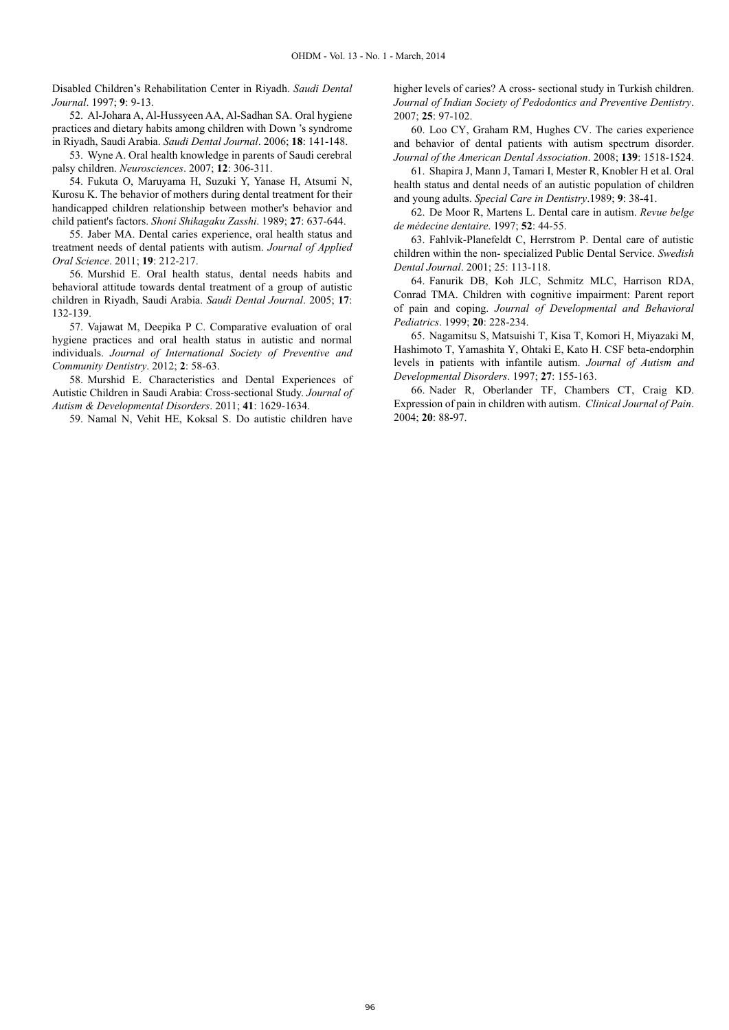Disabled Children's Rehabilitation Center in Riyadh. *Saudi Dental Journal*. 1997; **9**: 9-13.

52. Al-Johara A, Al-Hussyeen AA, Al-Sadhan SA. Oral hygiene practices and dietary habits among children with Down 's syndrome in Riyadh, Saudi Arabia. *Saudi Dental Journal*. 2006; **18**: 141-148.

53. Wyne A. Oral health knowledge in parents of Saudi cerebral palsy children. *Neurosciences*. 2007; **12**: 306-311.

54. Fukuta O, Maruyama H, Suzuki Y, Yanase H, Atsumi N, Kurosu K. The behavior of mothers during dental treatment for their handicapped children relationship between mother's behavior and child patient's factors. *Shoni Shikagaku Zasshi*. 1989; **27**: 637-644.

55. Jaber MA. Dental caries experience, oral health status and treatment needs of dental patients with autism. *Journal of Applied Oral Science*. 2011; **19**: 212-217.

56. Murshid E. Oral health status, dental needs habits and behavioral attitude towards dental treatment of a group of autistic children in Riyadh, Saudi Arabia. *Saudi Dental Journal*. 2005; **17**: 132-139.

57. Vajawat M, Deepika P C. Comparative evaluation of oral hygiene practices and oral health status in autistic and normal individuals. *Journal of International Society of Preventive and Community Dentistry*. 2012; **2**: 58-63.

58. Murshid E. Characteristics and Dental Experiences of Autistic Children in Saudi Arabia: Cross-sectional Study. *Journal of Autism & Developmental Disorders*. 2011; **41**: 1629-1634.

59. Namal N, Vehit HE, Koksal S. Do autistic children have higher levels of caries? A cross- sectional study in Turkish children. *Journal of Indian Society of Pedodontics and Preventive Dentistry*. 2007; **25**: 97-102.

60. Loo CY, Graham RM, Hughes CV. The caries experience and behavior of dental patients with autism spectrum disorder. *Journal of the American Dental Association*. 2008; **139**: 1518-1524.

61. Shapira J, Mann J, Tamari I, Mester R, Knobler H et al. Oral health status and dental needs of an autistic population of children and young adults. *Special Care in Dentistry*.1989; **9**: 38-41.

62. De Moor R, Martens L. Dental care in autism. *Revue belge de médecine dentaire*. 1997; **52**: 44-55.

63. Fahlvik-Planefeldt C, Herrstrom P. Dental care of autistic children within the non- specialized Public Dental Service. *Swedish Dental Journal*. 2001; 25: 113-118.

64. Fanurik DB, Koh JLC, Schmitz MLC, Harrison RDA, Conrad TMA. Children with cognitive impairment: Parent report of pain and coping. *Journal of Developmental and Behavioral Pediatrics*. 1999; **20**: 228-234.

65. Nagamitsu S, Matsuishi T, Kisa T, Komori H, Miyazaki M, Hashimoto T, Yamashita Y, Ohtaki E, Kato H. CSF beta-endorphin levels in patients with infantile autism. *Journal of Autism and Developmental Disorders*. 1997; **27**: 155-163.

66. Nader R, Oberlander TF, Chambers CT, Craig KD. Expression of pain in children with autism. *Clinical Journal of Pain*. 2004; **20**: 88-97.